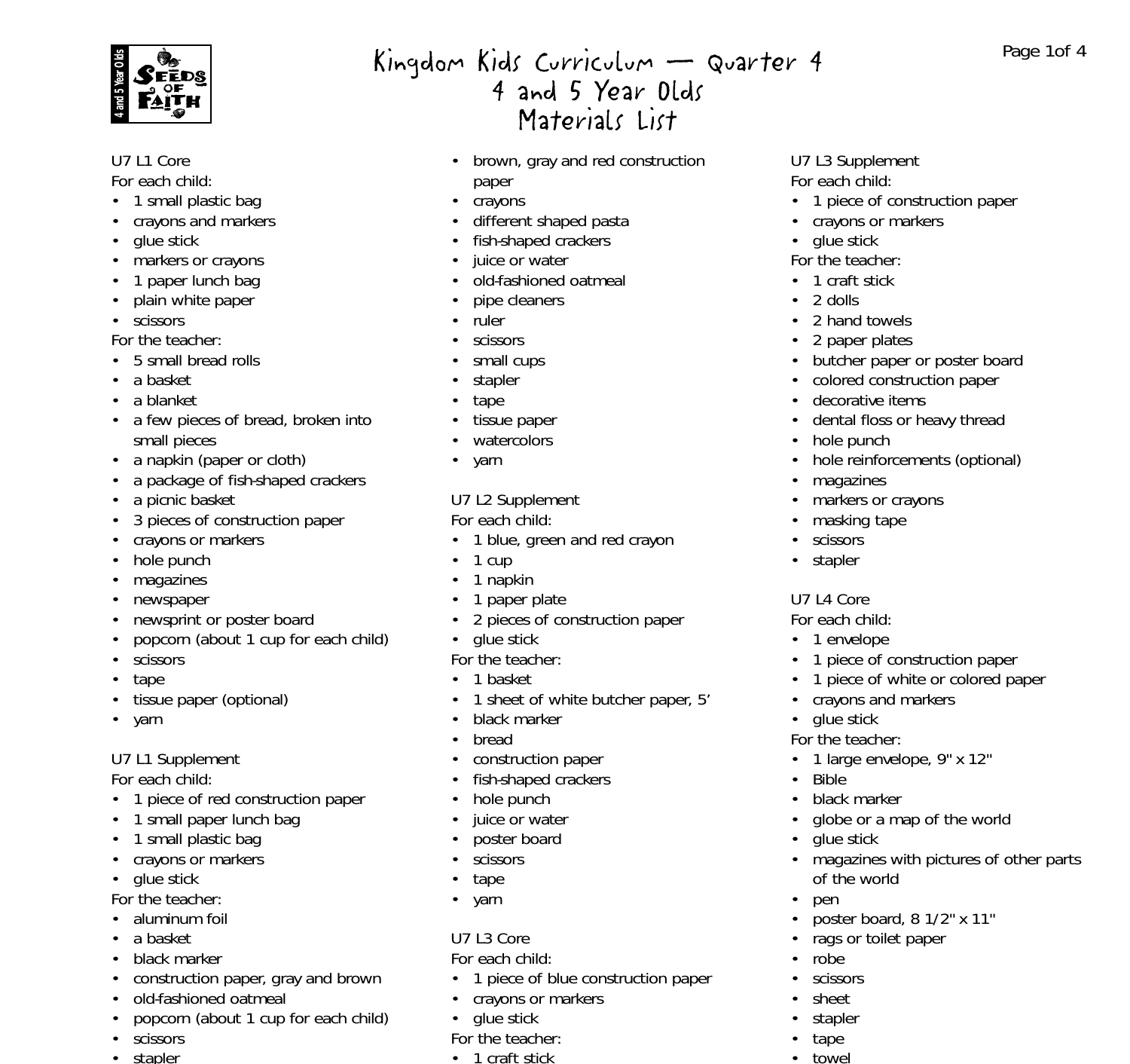# Kingdom Kids Curriculum — Quarter 4
## 4 and 5 Year Olds
## Materials List

### U7 L1 Core

For each child:

- 1 small plastic bag
- crayons and markers
- glue stick
- markers or crayons
- 1 paper lunch bag
- plain white paper
- scissors

For the teacher:

- 5 small bread rolls
- a basket
- a blanket
- a few pieces of bread, broken into small pieces
- a napkin (paper or cloth)
- a package of fish-shaped crackers
- a picnic basket
- 3 pieces of construction paper
- crayons or markers
- hole punch
- magazines
- newspaper
- newsprint or poster board
- popcorn (about 1 cup for each child)
- scissors
- tape
- tissue paper (optional)
- yarn

### U7 L1 Supplement

For each child:

- 1 piece of red construction paper
- 1 small paper lunch bag
- 1 small plastic bag
- crayons or markers
- glue stick

For the teacher:

- aluminum foil
- a basket
- black marker
- construction paper, gray and brown
- old-fashioned oatmeal
- popcorn (about 1 cup for each child)
- scissors
- stapler
- brown, gray and red construction paper
- crayons
- different shaped pasta
- fish-shaped crackers
- juice or water
- old-fashioned oatmeal
- pipe cleaners
- ruler
- scissors
- small cups
- stapler
- tape
- tissue paper
- watercolors
- yarn

### U7 L2 Supplement

For each child:

- 1 blue, green and red crayon
- 1 cup
- 1 napkin
- 1 paper plate
- 2 pieces of construction paper
- glue stick

For the teacher:

- 1 basket
- 1 sheet of white butcher paper, 5'
- black marker
- bread
- construction paper
- fish-shaped crackers
- hole punch
- juice or water
- poster board
- scissors
- tape
- yarn

### U7 L3 Core

For each child:

- 1 piece of blue construction paper
- crayons or markers
- glue stick

For the teacher:

- 1 craft stick

### U7 L3 Supplement

For each child:

- 1 piece of construction paper
- crayons or markers
- glue stick

For the teacher:

- 1 craft stick
- 2 dolls
- 2 hand towels
- 2 paper plates
- butcher paper or poster board
- colored construction paper
- decorative items
- dental floss or heavy thread
- hole punch
- hole reinforcements (optional)
- magazines
- markers or crayons
- masking tape
- scissors
- stapler

### U7 L4 Core

For each child:

- 1 envelope
- 1 piece of construction paper
- 1 piece of white or colored paper
- crayons and markers
- glue stick

For the teacher:

- 1 large envelope, 9" x 12"
- Bible
- black marker
- globe or a map of the world
- glue stick
- magazines with pictures of other parts of the world
- pen
- poster board, 8 1/2" x 11"
- rags or toilet paper
- robe
- scissors
- sheet
- stapler
- tape
- towel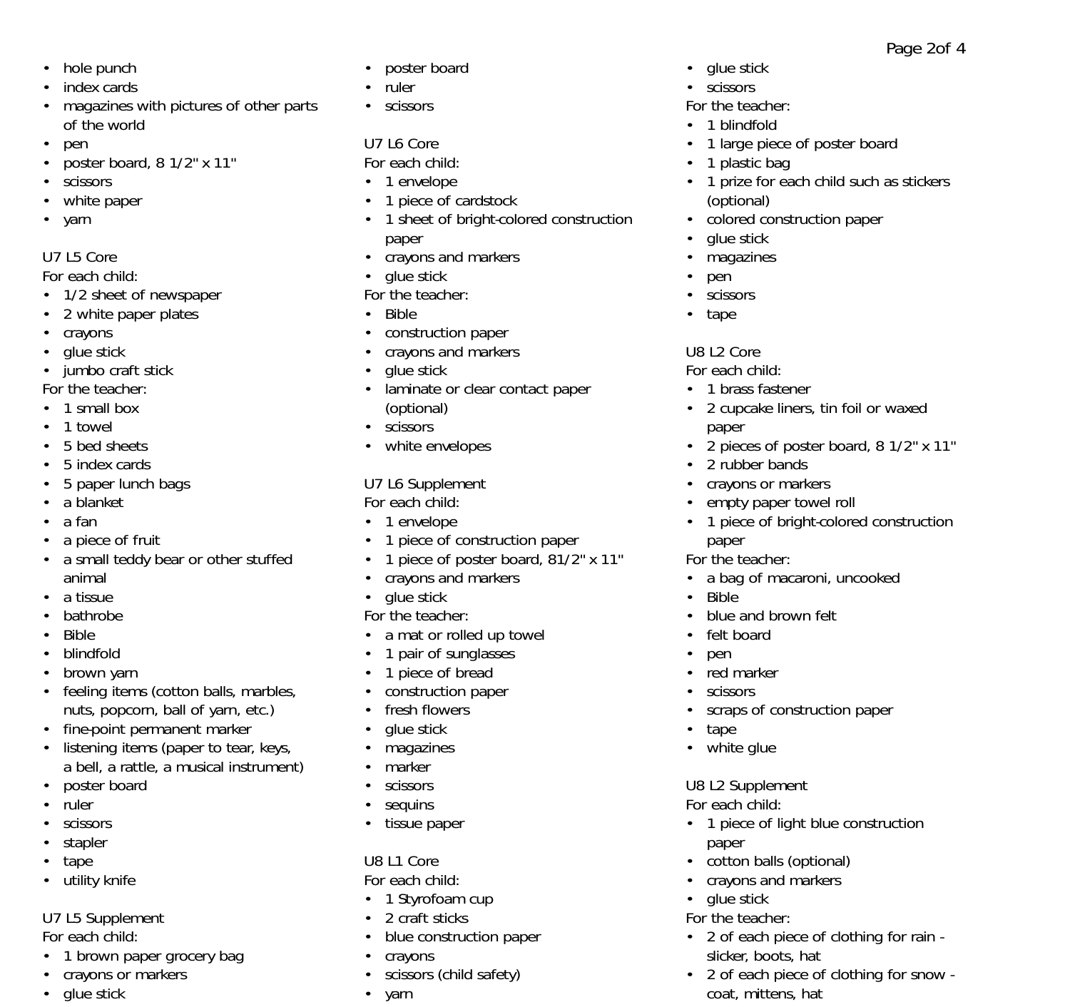- hole punch
- index cards
- magazines with pictures of other parts of the world
- pen
- poster board, 8 1/2" x 11"
- scissors
- white paper
- yarn

U7 L5 Core

For each child:

- 1/2 sheet of newspaper
- 2 white paper plates
- crayons
- glue stick
- jumbo craft stick

For the teacher:

- 1 small box
- 1 towel
- 5 bed sheets
- 5 index cards
- 5 paper lunch bags
- a blanket
- a fan
- a piece of fruit
- a small teddy bear or other stuffed animal
- a tissue
- bathrobe
- Bible
- blindfold
- brown yarn
- feeling items (cotton balls, marbles, nuts, popcorn, ball of yarn, etc.)
- fine-point permanent marker
- listening items (paper to tear, keys, a bell, a rattle, a musical instrument)
- poster board
- ruler
- scissors
- stapler
- tape
- utility knife

U7 L5 Supplement

For each child:

- 1 brown paper grocery bag
- crayons or markers
- glue stick
- poster board
- ruler
- scissors

U7 L6 Core

For each child:

- 1 envelope
- 1 piece of cardstock
- 1 sheet of bright-colored construction paper
- crayons and markers
- glue stick

For the teacher:

- Bible
- construction paper
- crayons and markers
- glue stick
- laminate or clear contact paper (optional)
- scissors
- white envelopes

U7 L6 Supplement

For each child:

- 1 envelope
- 1 piece of construction paper
- 1 piece of poster board, 81/2" x 11"
- crayons and markers
- glue stick

For the teacher:

- a mat or rolled up towel
- 1 pair of sunglasses
- 1 piece of bread
- construction paper
- fresh flowers
- glue stick
- magazines
- marker
- scissors
- sequins
- tissue paper

U8 L1 Core

For each child:

- 1 Styrofoam cup
- 2 craft sticks
- blue construction paper
- crayons
- scissors (child safety)
- yarn
- glue stick
- scissors

For the teacher:

- 1 blindfold
- 1 large piece of poster board
- 1 plastic bag
- 1 prize for each child such as stickers (optional)
- colored construction paper
- glue stick
- magazines
- pen
- scissors
- tape

U8 L2 Core

For each child:

- 1 brass fastener
- 2 cupcake liners, tin foil or waxed paper
- 2 pieces of poster board, 8 1/2" x 11"
- 2 rubber bands
- crayons or markers
- empty paper towel roll
- 1 piece of bright-colored construction paper

For the teacher:

- a bag of macaroni, uncooked
- Bible
- blue and brown felt
- felt board
- pen
- red marker
- scissors
- scraps of construction paper
- tape
- white glue

U8 L2 Supplement

For each child:

- 1 piece of light blue construction paper
- cotton balls (optional)
- crayons and markers
- glue stick

For the teacher:

- 2 of each piece of clothing for rain - slicker, boots, hat
- 2 of each piece of clothing for snow - coat, mittens, hat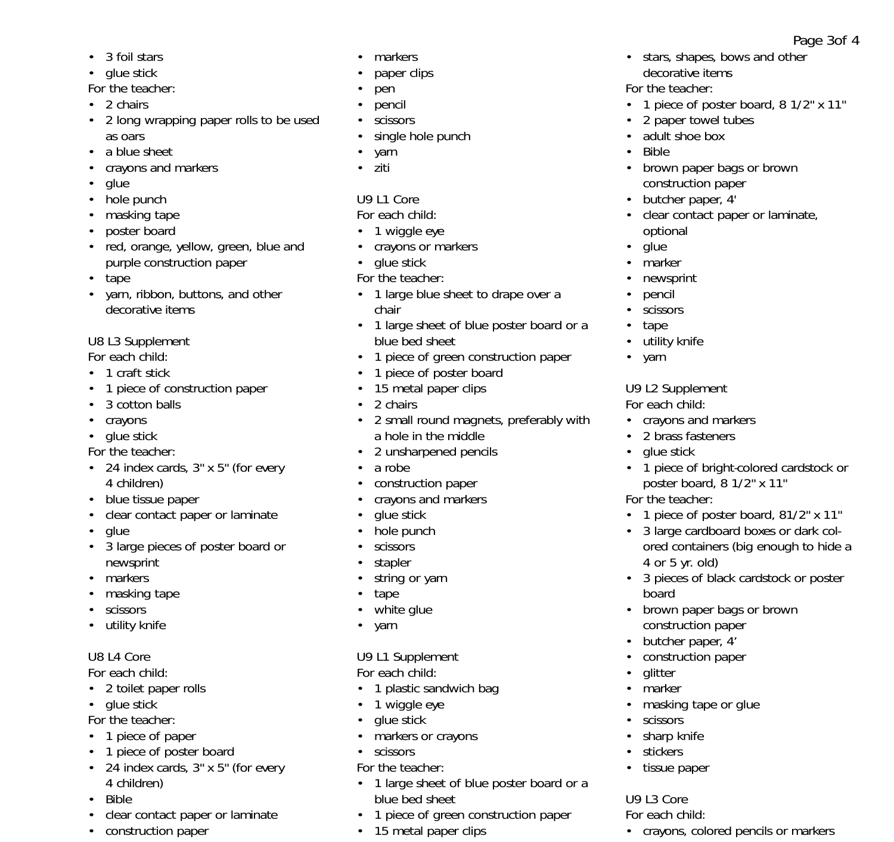- 3 foil stars
- glue stick

For the teacher:
- 2 chairs
- 2 long wrapping paper rolls to be used as oars
- a blue sheet
- crayons and markers
- glue
- hole punch
- masking tape
- poster board
- red, orange, yellow, green, blue and purple construction paper
- tape
- yarn, ribbon, buttons, and other decorative items

U8 L3 Supplement

For each child:
- 1 craft stick
- 1 piece of construction paper
- 3 cotton balls
- crayons
- glue stick

For the teacher:
- 24 index cards, 3" x 5" (for every 4 children)
- blue tissue paper
- clear contact paper or laminate
- glue
- 3 large pieces of poster board or newsprint
- markers
- masking tape
- scissors
- utility knife

U8 L4 Core

For each child:
- 2 toilet paper rolls
- glue stick

For the teacher:
- 1 piece of paper
- 1 piece of poster board
- 24 index cards, 3" x 5" (for every 4 children)
- Bible
- clear contact paper or laminate
- construction paper
- markers
- paper clips
- pen
- pencil
- scissors
- single hole punch
- yarn
- ziti

U9 L1 Core

For each child:
- 1 wiggle eye
- crayons or markers
- glue stick

For the teacher:
- 1 large blue sheet to drape over a chair
- 1 large sheet of blue poster board or a blue bed sheet
- 1 piece of green construction paper
- 1 piece of poster board
- 15 metal paper clips
- 2 chairs
- 2 small round magnets, preferably with a hole in the middle
- 2 unsharpened pencils
- a robe
- construction paper
- crayons and markers
- glue stick
- hole punch
- scissors
- stapler
- string or yarn
- tape
- white glue
- yarn

U9 L1 Supplement

For each child:
- 1 plastic sandwich bag
- 1 wiggle eye
- glue stick
- markers or crayons
- scissors

For the teacher:
- 1 large sheet of blue poster board or a blue bed sheet
- 1 piece of green construction paper
- 15 metal paper clips
- stars, shapes, bows and other decorative items

For the teacher:
- 1 piece of poster board, 8 1/2" x 11"
- 2 paper towel tubes
- adult shoe box
- Bible
- brown paper bags or brown construction paper
- butcher paper, 4'
- clear contact paper or laminate, optional
- glue
- marker
- newsprint
- pencil
- scissors
- tape
- utility knife
- yarn

U9 L2 Supplement

For each child:
- crayons and markers
- 2 brass fasteners
- glue stick
- 1 piece of bright-colored cardstock or poster board, 8 1/2" x 11"

For the teacher:
- 1 piece of poster board, 81/2" x 11"
- 3 large cardboard boxes or dark colored containers (big enough to hide a 4 or 5 yr. old)
- 3 pieces of black cardstock or poster board
- brown paper bags or brown construction paper
- butcher paper, 4'
- construction paper
- glitter
- marker
- masking tape or glue
- scissors
- sharp knife
- stickers
- tissue paper

U9 L3 Core

For each child:
- crayons, colored pencils or markers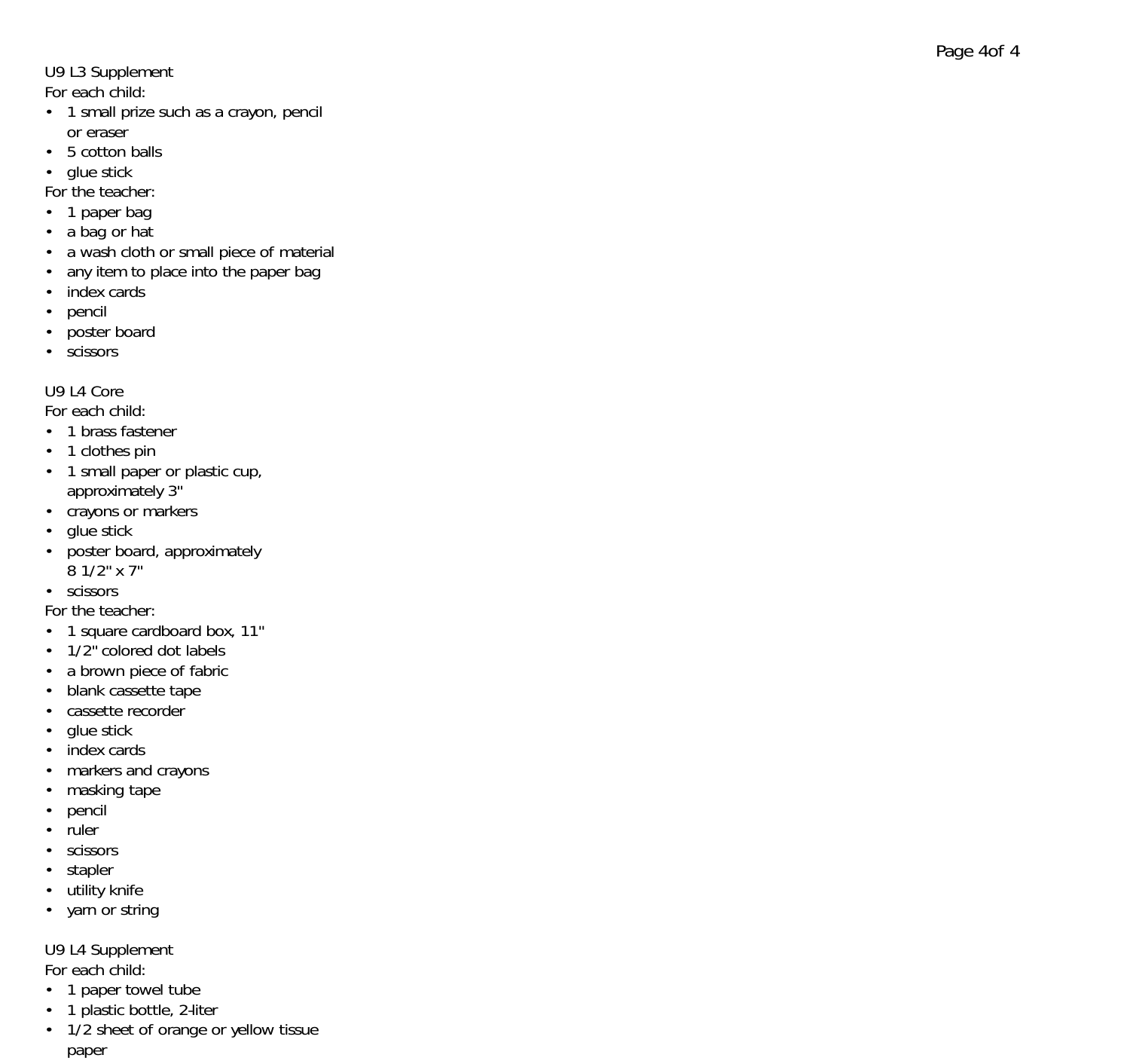U9 L3 Supplement
For each child:
- 1 small prize such as a crayon, pencil or eraser
- 5 cotton balls
- glue stick

For the teacher:
- 1 paper bag
- a bag or hat
- a wash cloth or small piece of material
- any item to place into the paper bag
- index cards
- pencil
- poster board
- scissors

U9 L4 Core
For each child:
- 1 brass fastener
- 1 clothes pin
- 1 small paper or plastic cup, approximately 3"
- crayons or markers
- glue stick
- poster board, approximately 8 1/2" x 7"
- scissors

For the teacher:
- 1 square cardboard box, 11"
- 1/2" colored dot labels
- a brown piece of fabric
- blank cassette tape
- cassette recorder
- glue stick
- index cards
- markers and crayons
- masking tape
- pencil
- ruler
- scissors
- stapler
- utility knife
- yarn or string

U9 L4 Supplement
For each child:
- 1 paper towel tube
- 1 plastic bottle, 2-liter
- 1/2 sheet of orange or yellow tissue paper